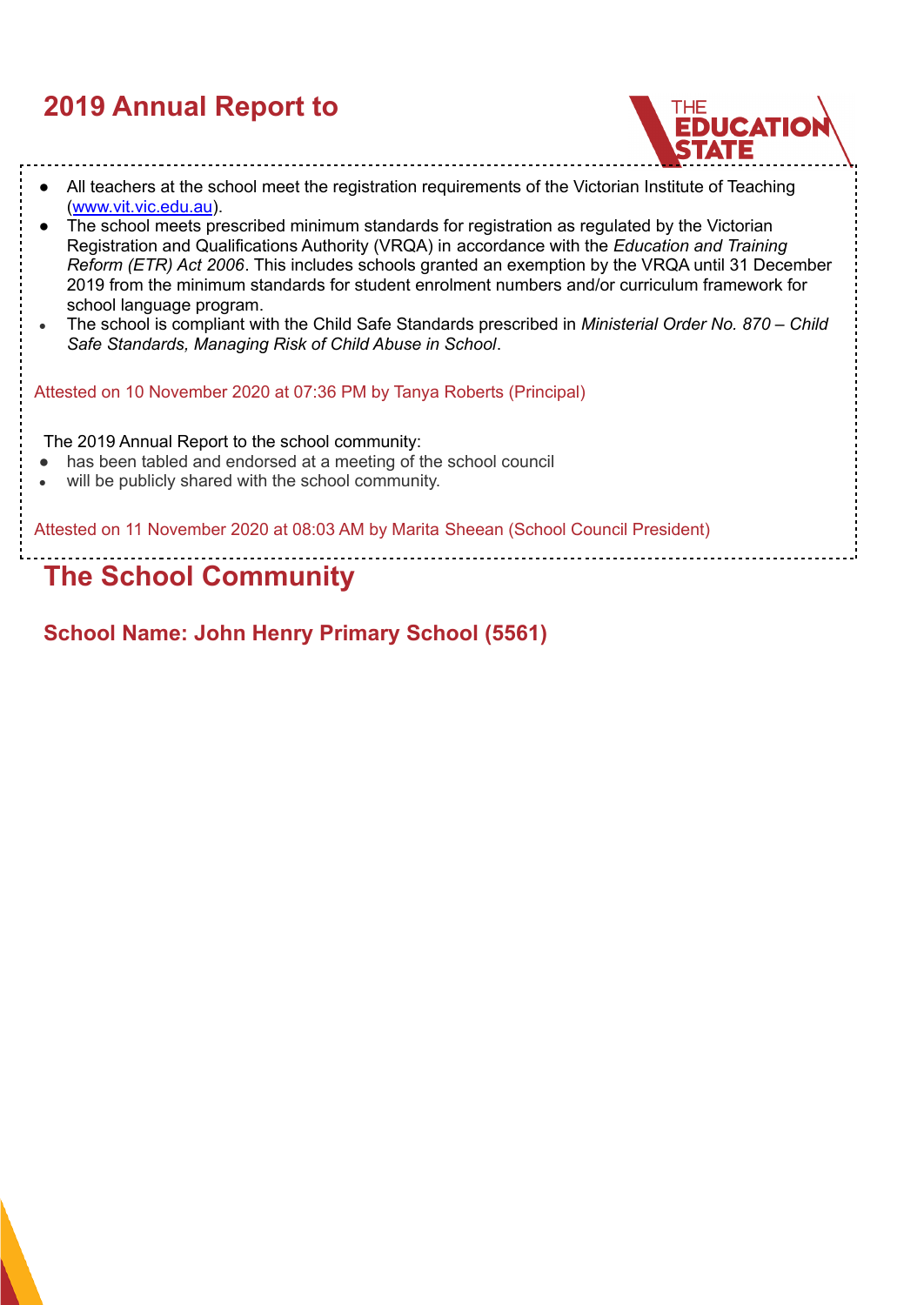# 2019 Annual Report to

- All teachers at the school meet the registration requirements of the Victorian Institute of Teaching ([www.vit.vic.edu.au](www.vit.vic.edu.au)).
- The school meets prescribed minimum standards for registration as regulated by the Victorian Registration and Qualifications Authority (VRQA) in accordance with the *Education and Training Reform (ETR) Act 2006*. This includes schools granted an exemption by the VRQA until 31 December 2019 from the minimum standards for student enrolment numbers and/or curriculum framework for school language program.
- The school is compliant with the Child Safe Standards prescribed in *Ministerial Order No. 870 – Child Safe Standards, Managing Risk of Child Abuse in School*.

Attested on 10 November 2020 at 07:36 PM by Tanya Roberts (Principal)

The 2019 Annual Report to the school community:

- has been tabled and endorsed at a meeting of the school council
- will be publicly shared with the school community.

Attested on 11 November 2020 at 08:03 AM by Marita Sheean (School Council President)

# The School Community

## School Name: John Henry Primary School (5561)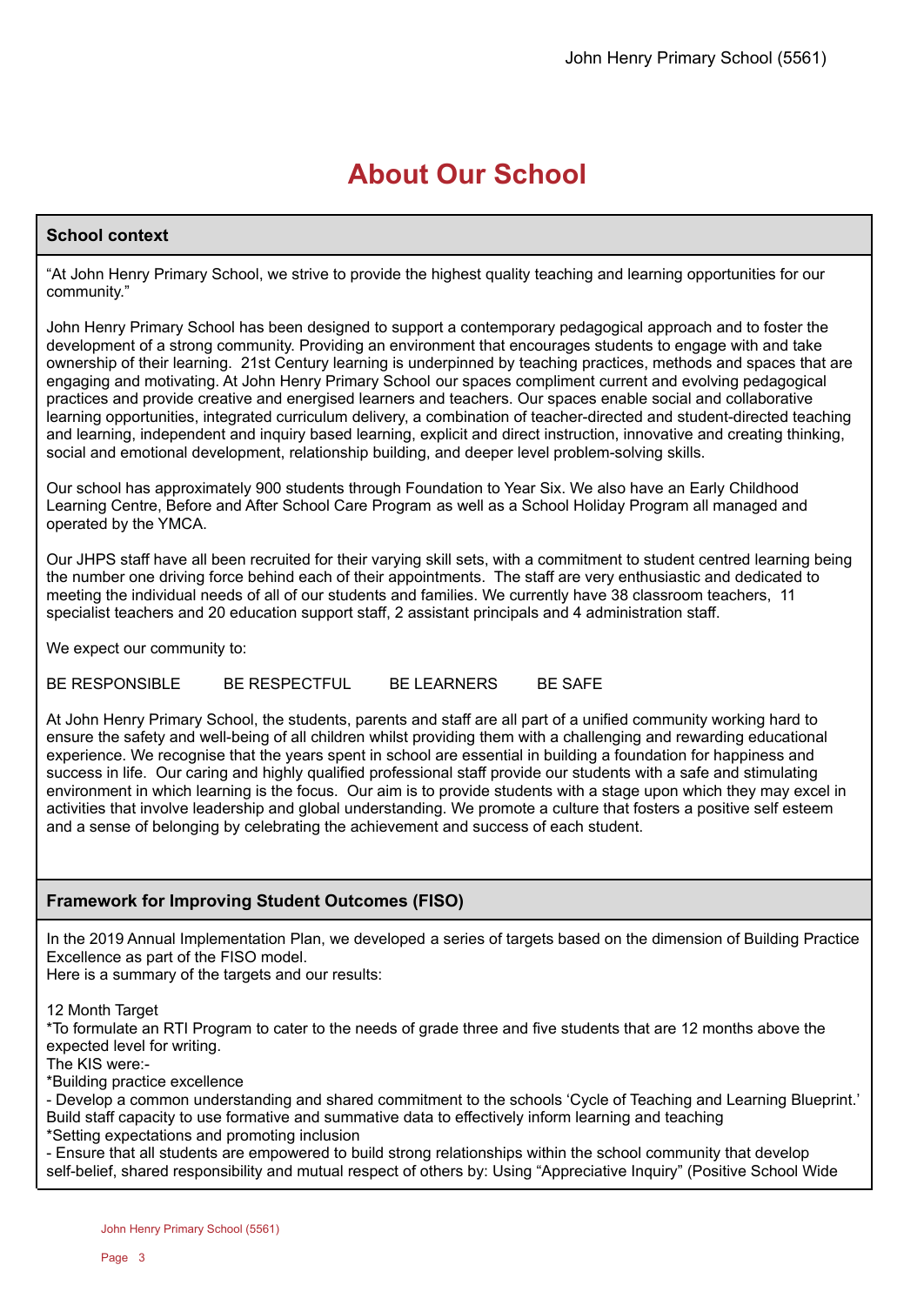# About Our School

## School context

"At John Henry Primary School, we strive to provide the highest quality teaching and learning opportunities for our community."

John Henry Primary School has been designed to support a contemporary pedagogical approach and to foster the development of a strong community. Providing an environment that encourages students to engage with and take ownership of their learning. 21st Century learning is underpinned by teaching practices, methods and spaces that are engaging and motivating. At John Henry Primary School our spaces compliment current and evolving pedagogical practices and provide creative and energised learners and teachers. Our spaces enable social and collaborative learning opportunities, integrated curriculum delivery, a combination of teacher-directed and student-directed teaching and learning, independent and inquiry based learning, explicit and direct instruction, innovative and creating thinking, social and emotional development, relationship building, and deeper level problem-solving skills.

Our school has approximately 900 students through Foundation to Year Six. We also have an Early Childhood Learning Centre, Before and After School Care Program as well as a School Holiday Program all managed and operated by the YMCA.

Our JHPS staff have all been recruited for their varying skill sets, with a commitment to student centred learning being the number one driving force behind each of their appointments. The staff are very enthusiastic and dedicated to meeting the individual needs of all of our students and families. We currently have 38 classroom teachers, 11 specialist teachers and 20 education support staff, 2 assistant principals and 4 administration staff.

We expect our community to:

BE RESPONSIBLE BE RESPECTFUL BE LEARNERS BE SAFE

At John Henry Primary School, the students, parents and staff are all part of a unified community working hard to ensure the safety and well-being of all children whilst providing them with a challenging and rewarding educational experience. We recognise that the years spent in school are essential in building a foundation for happiness and success in life. Our caring and highly qualified professional staff provide our students with a safe and stimulating environment in which learning is the focus. Our aim is to provide students with a stage upon which they may excel in activities that involve leadership and global understanding. We promote a culture that fosters a positive self esteem and a sense of belonging by celebrating the achievement and success of each student.

## Framework for Improving Student Outcomes (FISO)

In the 2019 Annual Implementation Plan, we developed a series of targets based on the dimension of Building Practice Excellence as part of the FISO model.
Here is a summary of the targets and our results:

12 Month Target
*To formulate an RTI Program to cater to the needs of grade three and five students that are 12 months above the expected level for writing.
The KIS were:-
*Building practice excellence
- Develop a common understanding and shared commitment to the schools 'Cycle of Teaching and Learning Blueprint.' Build staff capacity to use formative and summative data to effectively inform learning and teaching
*Setting expectations and promoting inclusion
- Ensure that all students are empowered to build strong relationships within the school community that develop self-belief, shared responsibility and mutual respect of others by: Using "Appreciative Inquiry" (Positive School Wide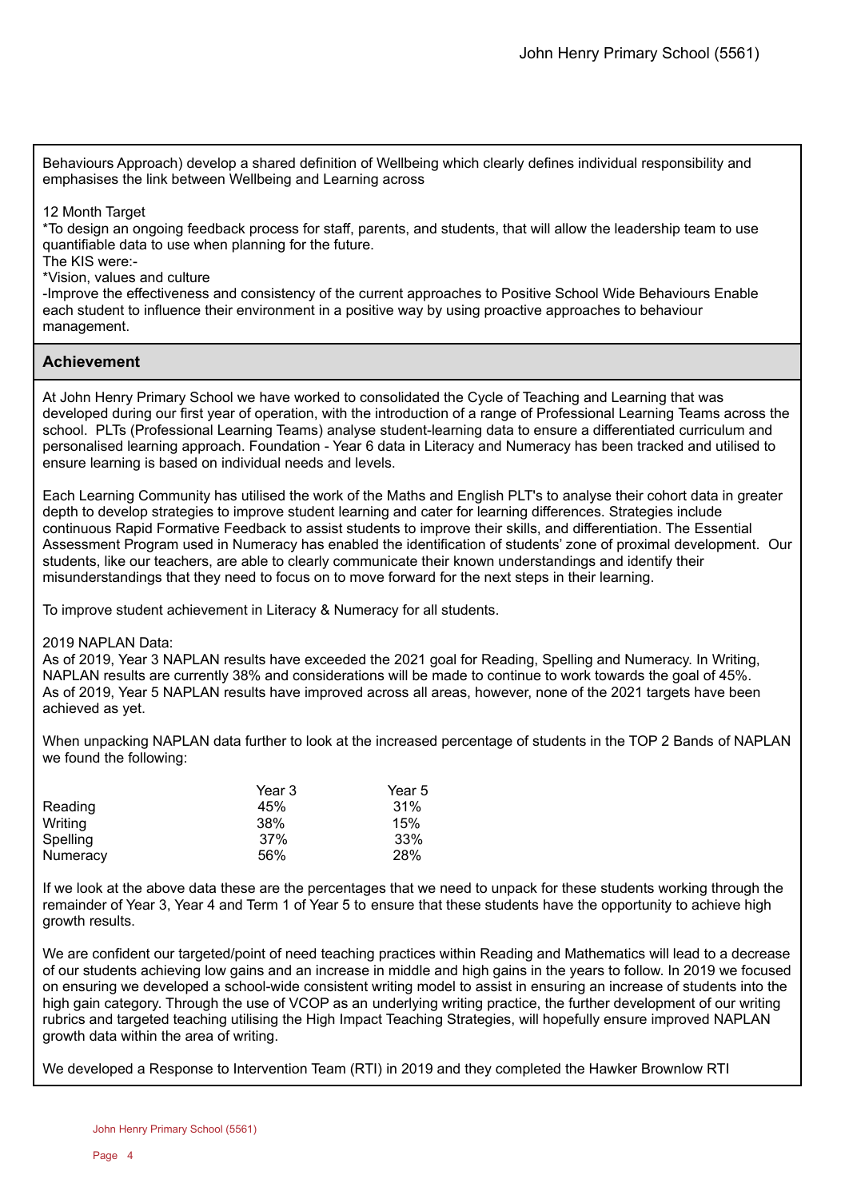Behaviours Approach) develop a shared definition of Wellbeing which clearly defines individual responsibility and emphasises the link between Wellbeing and Learning across

12 Month Target
*To design an ongoing feedback process for staff, parents, and students, that will allow the leadership team to use quantifiable data to use when planning for the future.
The KIS were:-
*Vision, values and culture
-Improve the effectiveness and consistency of the current approaches to Positive School Wide Behaviours Enable each student to influence their environment in a positive way by using proactive approaches to behaviour management.

## Achievement

At John Henry Primary School we have worked to consolidated the Cycle of Teaching and Learning that was developed during our first year of operation, with the introduction of a range of Professional Learning Teams across the school. PLTs (Professional Learning Teams) analyse student-learning data to ensure a differentiated curriculum and personalised learning approach. Foundation - Year 6 data in Literacy and Numeracy has been tracked and utilised to ensure learning is based on individual needs and levels.

Each Learning Community has utilised the work of the Maths and English PLT's to analyse their cohort data in greater depth to develop strategies to improve student learning and cater for learning differences. Strategies include continuous Rapid Formative Feedback to assist students to improve their skills, and differentiation. The Essential Assessment Program used in Numeracy has enabled the identification of students' zone of proximal development. Our students, like our teachers, are able to clearly communicate their known understandings and identify their misunderstandings that they need to focus on to move forward for the next steps in their learning.

To improve student achievement in Literacy & Numeracy for all students.

2019 NAPLAN Data:
As of 2019, Year 3 NAPLAN results have exceeded the 2021 goal for Reading, Spelling and Numeracy. In Writing, NAPLAN results are currently 38% and considerations will be made to continue to work towards the goal of 45%.
As of 2019, Year 5 NAPLAN results have improved across all areas, however, none of the 2021 targets have been achieved as yet.

When unpacking NAPLAN data further to look at the increased percentage of students in the TOP 2 Bands of NAPLAN we found the following:

| | Year 3 | Year 5 |
|---|---|---|
| Reading | 45% | 31% |
| Writing | 38% | 15% |
| Spelling | 37% | 33% |
| Numeracy | 56% | 28% |

If we look at the above data these are the percentages that we need to unpack for these students working through the remainder of Year 3, Year 4 and Term 1 of Year 5 to ensure that these students have the opportunity to achieve high growth results.

We are confident our targeted/point of need teaching practices within Reading and Mathematics will lead to a decrease of our students achieving low gains and an increase in middle and high gains in the years to follow. In 2019 we focused on ensuring we developed a school-wide consistent writing model to assist in ensuring an increase of students into the high gain category. Through the use of VCOP as an underlying writing practice, the further development of our writing rubrics and targeted teaching utilising the High Impact Teaching Strategies, will hopefully ensure improved NAPLAN growth data within the area of writing.

We developed a Response to Intervention Team (RTI) in 2019 and they completed the Hawker Brownlow RTI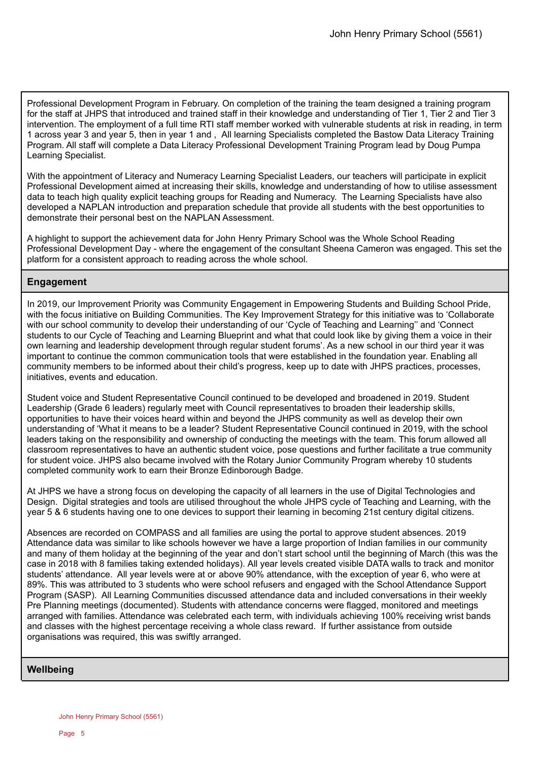Professional Development Program in February. On completion of the training the team designed a training program for the staff at JHPS that introduced and trained staff in their knowledge and understanding of Tier 1, Tier 2 and Tier 3 intervention. The employment of a full time RTI staff member worked with vulnerable students at risk in reading, in term 1 across year 3 and year 5, then in year 1 and , All learning Specialists completed the Bastow Data Literacy Training Program. All staff will complete a Data Literacy Professional Development Training Program lead by Doug Pumpa Learning Specialist.

With the appointment of Literacy and Numeracy Learning Specialist Leaders, our teachers will participate in explicit Professional Development aimed at increasing their skills, knowledge and understanding of how to utilise assessment data to teach high quality explicit teaching groups for Reading and Numeracy. The Learning Specialists have also developed a NAPLAN introduction and preparation schedule that provide all students with the best opportunities to demonstrate their personal best on the NAPLAN Assessment.

A highlight to support the achievement data for John Henry Primary School was the Whole School Reading Professional Development Day - where the engagement of the consultant Sheena Cameron was engaged. This set the platform for a consistent approach to reading across the whole school.

## Engagement

In 2019, our Improvement Priority was Community Engagement in Empowering Students and Building School Pride, with the focus initiative on Building Communities. The Key Improvement Strategy for this initiative was to 'Collaborate with our school community to develop their understanding of our 'Cycle of Teaching and Learning'' and 'Connect students to our Cycle of Teaching and Learning Blueprint and what that could look like by giving them a voice in their own learning and leadership development through regular student forums'. As a new school in our third year it was important to continue the common communication tools that were established in the foundation year. Enabling all community members to be informed about their child's progress, keep up to date with JHPS practices, processes, initiatives, events and education.

Student voice and Student Representative Council continued to be developed and broadened in 2019. Student Leadership (Grade 6 leaders) regularly meet with Council representatives to broaden their leadership skills, opportunities to have their voices heard within and beyond the JHPS community as well as develop their own understanding of 'What it means to be a leader? Student Representative Council continued in 2019, with the school leaders taking on the responsibility and ownership of conducting the meetings with the team. This forum allowed all classroom representatives to have an authentic student voice, pose questions and further facilitate a true community for student voice. JHPS also became involved with the Rotary Junior Community Program whereby 10 students completed community work to earn their Bronze Edinborough Badge.

At JHPS we have a strong focus on developing the capacity of all learners in the use of Digital Technologies and Design. Digital strategies and tools are utilised throughout the whole JHPS cycle of Teaching and Learning, with the year 5 & 6 students having one to one devices to support their learning in becoming 21st century digital citizens.

Absences are recorded on COMPASS and all families are using the portal to approve student absences. 2019 Attendance data was similar to like schools however we have a large proportion of Indian families in our community and many of them holiday at the beginning of the year and don't start school until the beginning of March (this was the case in 2018 with 8 families taking extended holidays). All year levels created visible DATA walls to track and monitor students' attendance. All year levels were at or above 90% attendance, with the exception of year 6, who were at 89%. This was attributed to 3 students who were school refusers and engaged with the School Attendance Support Program (SASP). All Learning Communities discussed attendance data and included conversations in their weekly Pre Planning meetings (documented). Students with attendance concerns were flagged, monitored and meetings arranged with families. Attendance was celebrated each term, with individuals achieving 100% receiving wrist bands and classes with the highest percentage receiving a whole class reward. If further assistance from outside organisations was required, this was swiftly arranged.

## Wellbeing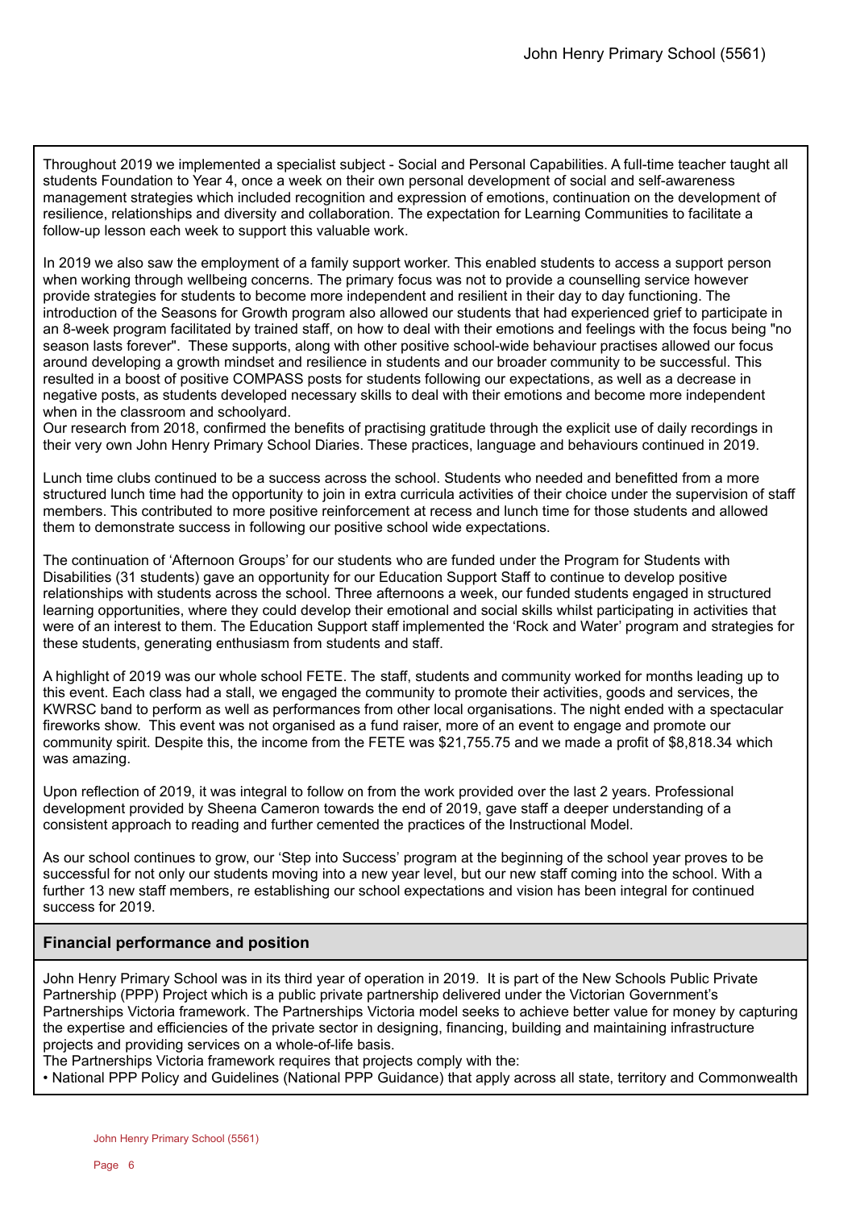Throughout 2019 we implemented a specialist subject - Social and Personal Capabilities. A full-time teacher taught all students Foundation to Year 4, once a week on their own personal development of social and self-awareness management strategies which included recognition and expression of emotions, continuation on the development of resilience, relationships and diversity and collaboration. The expectation for Learning Communities to facilitate a follow-up lesson each week to support this valuable work.

In 2019 we also saw the employment of a family support worker. This enabled students to access a support person when working through wellbeing concerns. The primary focus was not to provide a counselling service however provide strategies for students to become more independent and resilient in their day to day functioning. The introduction of the Seasons for Growth program also allowed our students that had experienced grief to participate in an 8-week program facilitated by trained staff, on how to deal with their emotions and feelings with the focus being "no season lasts forever". These supports, along with other positive school-wide behaviour practises allowed our focus around developing a growth mindset and resilience in students and our broader community to be successful. This resulted in a boost of positive COMPASS posts for students following our expectations, as well as a decrease in negative posts, as students developed necessary skills to deal with their emotions and become more independent when in the classroom and schoolyard.
Our research from 2018, confirmed the benefits of practising gratitude through the explicit use of daily recordings in their very own John Henry Primary School Diaries. These practices, language and behaviours continued in 2019.

Lunch time clubs continued to be a success across the school. Students who needed and benefitted from a more structured lunch time had the opportunity to join in extra curricula activities of their choice under the supervision of staff members. This contributed to more positive reinforcement at recess and lunch time for those students and allowed them to demonstrate success in following our positive school wide expectations.

The continuation of 'Afternoon Groups' for our students who are funded under the Program for Students with Disabilities (31 students) gave an opportunity for our Education Support Staff to continue to develop positive relationships with students across the school. Three afternoons a week, our funded students engaged in structured learning opportunities, where they could develop their emotional and social skills whilst participating in activities that were of an interest to them. The Education Support staff implemented the 'Rock and Water' program and strategies for these students, generating enthusiasm from students and staff.

A highlight of 2019 was our whole school FETE. The staff, students and community worked for months leading up to this event. Each class had a stall, we engaged the community to promote their activities, goods and services, the KWRSC band to perform as well as performances from other local organisations. The night ended with a spectacular fireworks show. This event was not organised as a fund raiser, more of an event to engage and promote our community spirit. Despite this, the income from the FETE was $21,755.75 and we made a profit of $8,818.34 which was amazing.

Upon reflection of 2019, it was integral to follow on from the work provided over the last 2 years. Professional development provided by Sheena Cameron towards the end of 2019, gave staff a deeper understanding of a consistent approach to reading and further cemented the practices of the Instructional Model.

As our school continues to grow, our 'Step into Success' program at the beginning of the school year proves to be successful for not only our students moving into a new year level, but our new staff coming into the school. With a further 13 new staff members, re establishing our school expectations and vision has been integral for continued success for 2019.

## Financial performance and position

John Henry Primary School was in its third year of operation in 2019. It is part of the New Schools Public Private Partnership (PPP) Project which is a public private partnership delivered under the Victorian Government's Partnerships Victoria framework. The Partnerships Victoria model seeks to achieve better value for money by capturing the expertise and efficiencies of the private sector in designing, financing, building and maintaining infrastructure projects and providing services on a whole-of-life basis.
The Partnerships Victoria framework requires that projects comply with the:
• National PPP Policy and Guidelines (National PPP Guidance) that apply across all state, territory and Commonwealth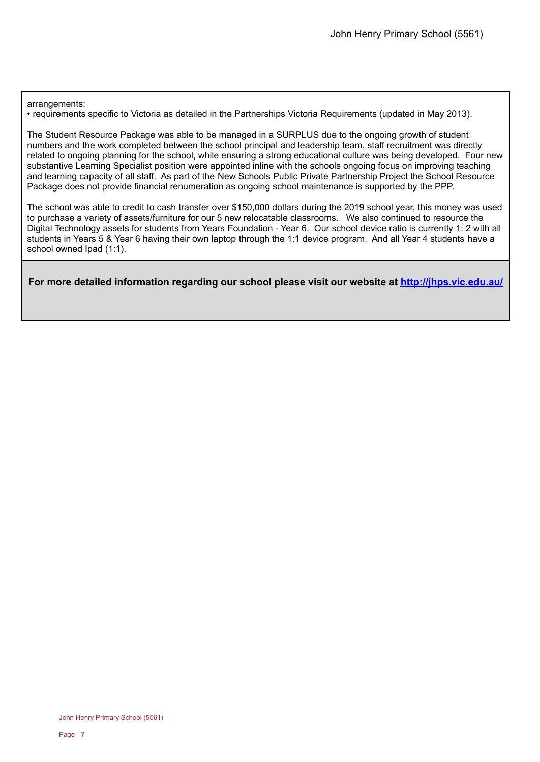arrangements;
• requirements specific to Victoria as detailed in the Partnerships Victoria Requirements (updated in May 2013).

The Student Resource Package was able to be managed in a SURPLUS due to the ongoing growth of student numbers and the work completed between the school principal and leadership team, staff recruitment was directly related to ongoing planning for the school, while ensuring a strong educational culture was being developed.  Four new substantive Learning Specialist position were appointed inline with the schools ongoing focus on improving teaching and learning capacity of all staff.  As part of the New Schools Public Private Partnership Project the School Resource Package does not provide financial renumeration as ongoing school maintenance is supported by the PPP.

The school was able to credit to cash transfer over $150,000 dollars during the 2019 school year, this money was used to purchase a variety of assets/furniture for our 5 new relocatable classrooms.   We also continued to resource the Digital Technology assets for students from Years Foundation - Year 6.  Our school device ratio is currently 1: 2 with all students in Years 5 & Year 6 having their own laptop through the 1:1 device program.  And all Year 4 students have a school owned Ipad (1:1).

**For more detailed information regarding our school please visit our website at [http://jhps.vic.edu.au/](http://jhps.vic.edu.au/)**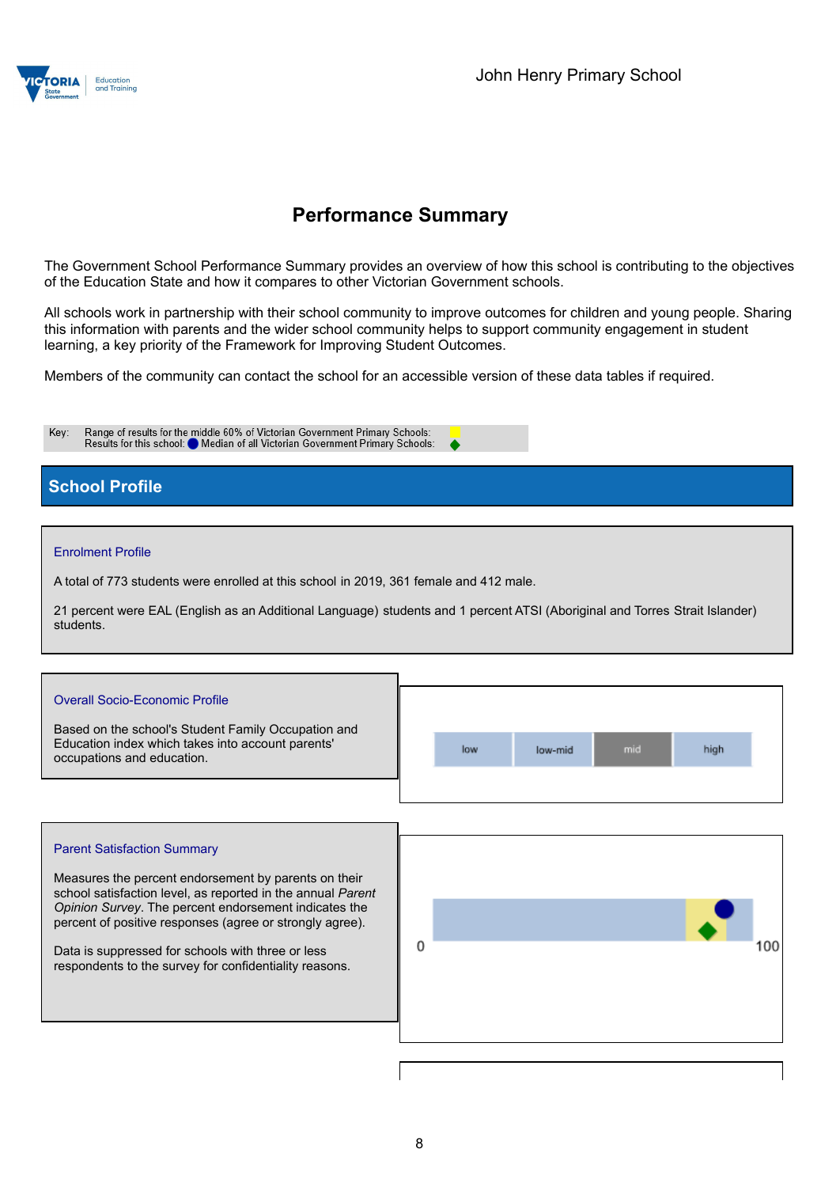# Performance Summary

The Government School Performance Summary provides an overview of how this school is contributing to the objectives of the Education State and how it compares to other Victorian Government schools.

All schools work in partnership with their school community to improve outcomes for children and young people. Sharing this information with parents and the wider school community helps to support community engagement in student learning, a key priority of the Framework for Improving Student Outcomes.

Members of the community can contact the school for an accessible version of these data tables if required.

Key: Range of results for the middle 60% of Victorian Government Primary Schools:
Results for this school: ● Median of all Victorian Government Primary Schools: ◆

## School Profile

### Enrolment Profile

A total of 773 students were enrolled at this school in 2019, 361 female and 412 male.

21 percent were EAL (English as an Additional Language) students and 1 percent ATSI (Aboriginal and Torres Strait Islander) students.

### Overall Socio-Economic Profile

Based on the school's Student Family Occupation and Education index which takes into account parents' occupations and education.

| low | low-mid | mid | high |
|---|---|---|---|

### Parent Satisfaction Summary

Measures the percent endorsement by parents on their school satisfaction level, as reported in the annual *Parent Opinion Survey*. The percent endorsement indicates the percent of positive responses (agree or strongly agree).

Data is suppressed for schools with three or less respondents to the survey for confidentiality reasons.

0 100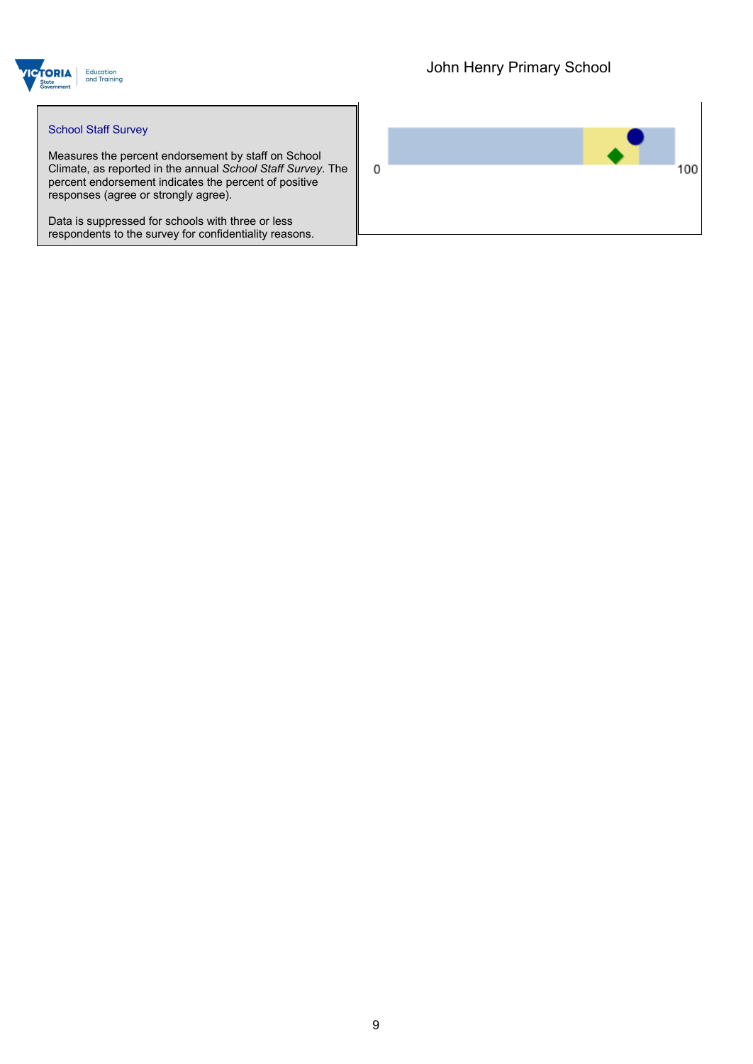John Henry Primary School

### School Staff Survey

Measures the percent endorsement by staff on School Climate, as reported in the annual *School Staff Survey*. The percent endorsement indicates the percent of positive responses (agree or strongly agree).

Data is suppressed for schools with three or less respondents to the survey for confidentiality reasons.

0 100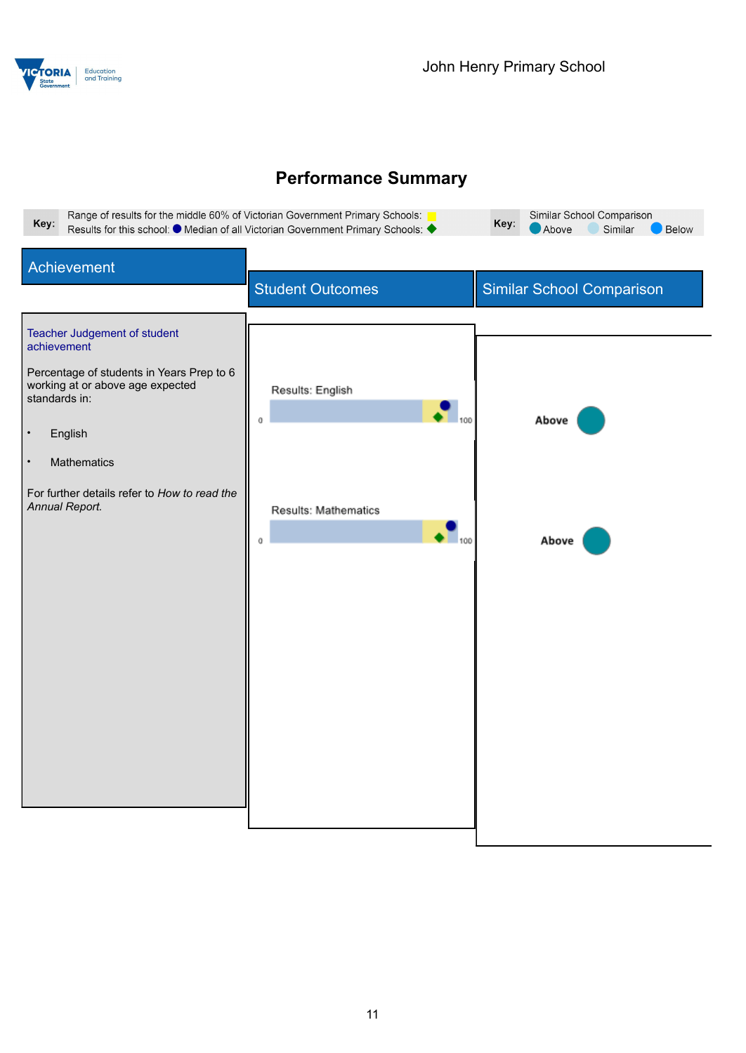John Henry Primary School

# Performance Summary

**Key:** Range of results for the middle 60% of Victorian Government Primary Schools: 
Results for this school: Median of all Victorian Government Primary Schools:

**Key:** Similar School Comparison
Above Similar Below

| Achievement | Student Outcomes | Similar School Comparison |
| --- | --- | --- |
| **Teacher Judgement of student achievement**<br><br>Percentage of students in Years Prep to 6 working at or above age expected standards in:<br><br>• English<br><br>• Mathematics<br><br>For further details refer to *How to read the Annual Report.* | Results: English (0–100) | Above |
| | Results: Mathematics (0–100) | Above |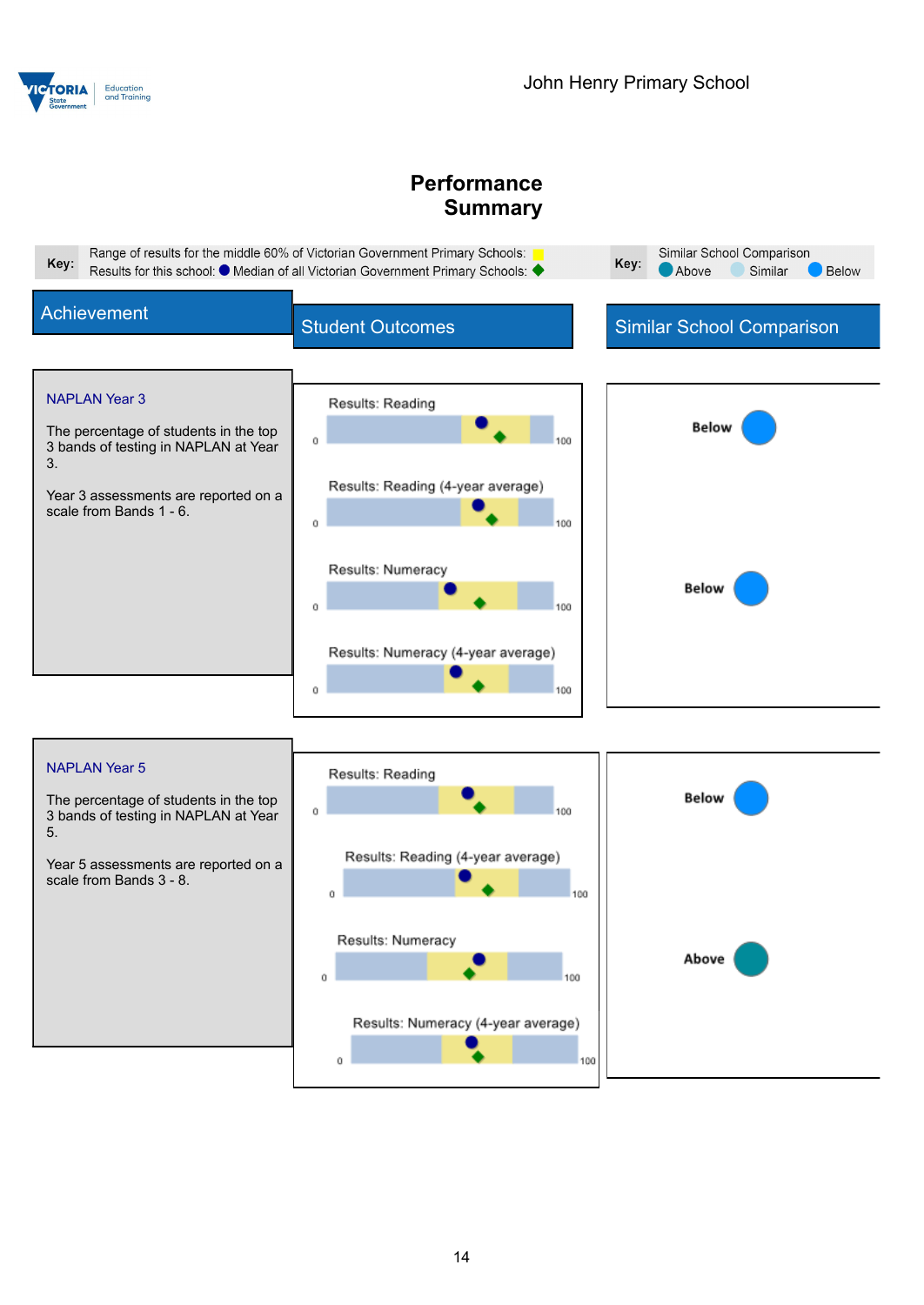# Performance Summary

**Key:** Range of results for the middle 60% of Victorian Government Primary Schools: (yellow)
Results for this school: ● Median of all Victorian Government Primary Schools: ◆

**Key:** Similar School Comparison: Above, Similar, Below

| Achievement | Student Outcomes | Similar School Comparison |
| --- | --- | --- |
| **NAPLAN Year 3**<br><br>The percentage of students in the top 3 bands of testing in NAPLAN at Year 3.<br><br>Year 3 assessments are reported on a scale from Bands 1 - 6. | Results: Reading (0–100)<br>Results: Reading (4-year average) (0–100)<br>Results: Numeracy (0–100)<br>Results: Numeracy (4-year average) (0–100) | Reading: Below<br>Numeracy: Below |
| **NAPLAN Year 5**<br><br>The percentage of students in the top 3 bands of testing in NAPLAN at Year 5.<br><br>Year 5 assessments are reported on a scale from Bands 3 - 8. | Results: Reading (0–100)<br>Results: Reading (4-year average) (0–100)<br>Results: Numeracy (0–100)<br>Results: Numeracy (4-year average) (0–100) | Reading: Below<br>Numeracy: Above |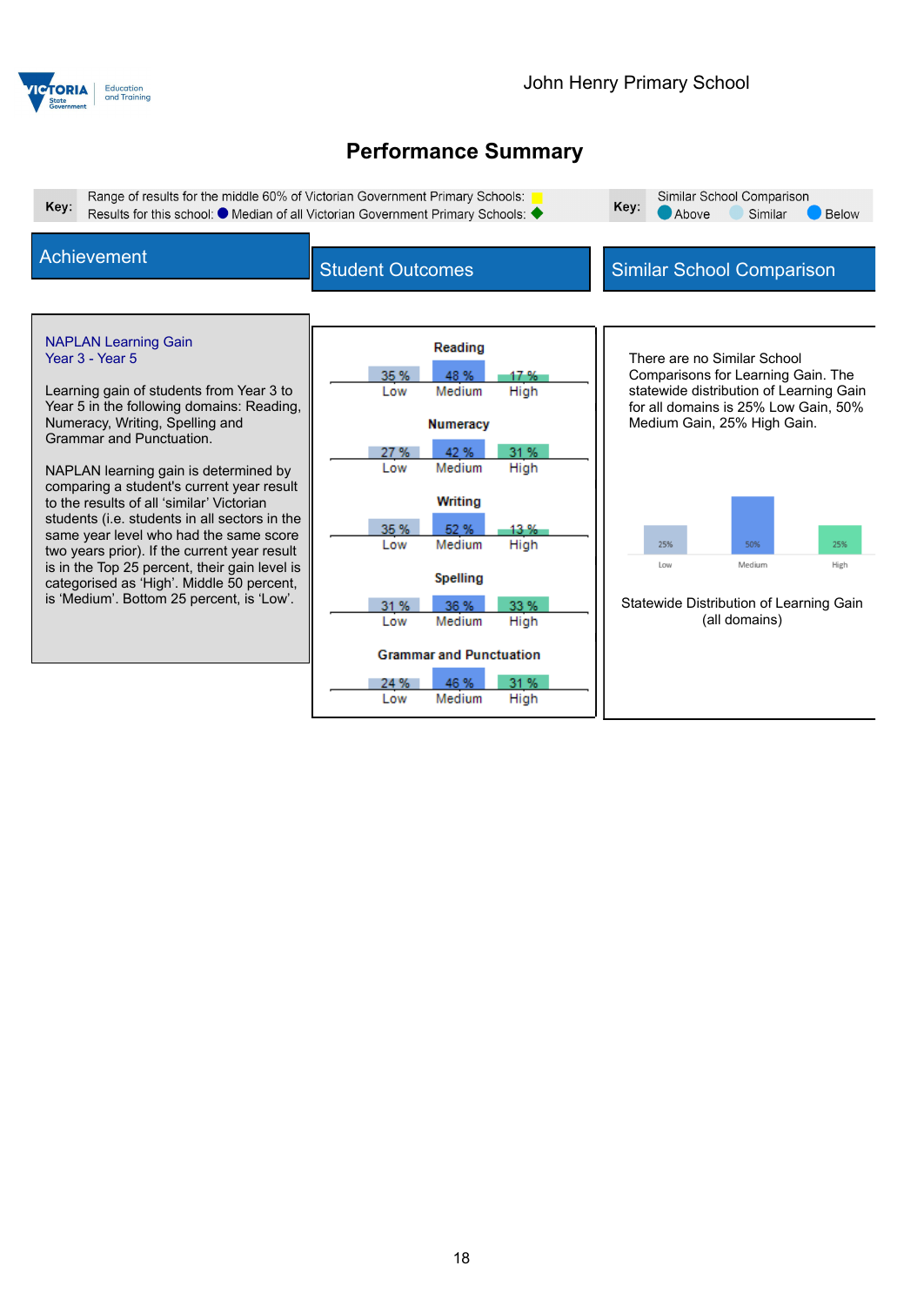John Henry Primary School

# Performance Summary

**Key:** Range of results for the middle 60% of Victorian Government Primary Schools: ■ Results for this school: ● Median of all Victorian Government Primary Schools: ◆

**Key:** Similar School Comparison: Above, Similar, Below

| Achievement | Student Outcomes | Similar School Comparison |
|---|---|---|

## Achievement

**NAPLAN Learning Gain**
**Year 3 - Year 5**

Learning gain of students from Year 3 to Year 5 in the following domains: Reading, Numeracy, Writing, Spelling and Grammar and Punctuation.

NAPLAN learning gain is determined by comparing a student's current year result to the results of all 'similar' Victorian students (i.e. students in all sectors in the same year level who had the same score two years prior). If the current year result is in the Top 25 percent, their gain level is categorised as 'High'. Middle 50 percent, is 'Medium'. Bottom 25 percent, is 'Low'.

## Student Outcomes

| Domain | Low | Medium | High |
|---|---|---|---|
| Reading | 35 % | 48 % | 17 % |
| Numeracy | 27 % | 42 % | 31 % |
| Writing | 35 % | 52 % | 13 % |
| Spelling | 31 % | 36 % | 33 % |
| Grammar and Punctuation | 24 % | 46 % | 31 % |

## Similar School Comparison

There are no Similar School Comparisons for Learning Gain. The statewide distribution of Learning Gain for all domains is 25% Low Gain, 50% Medium Gain, 25% High Gain.

| Low | Medium | High |
|---|---|---|
| 25% | 50% | 25% |

Statewide Distribution of Learning Gain (all domains)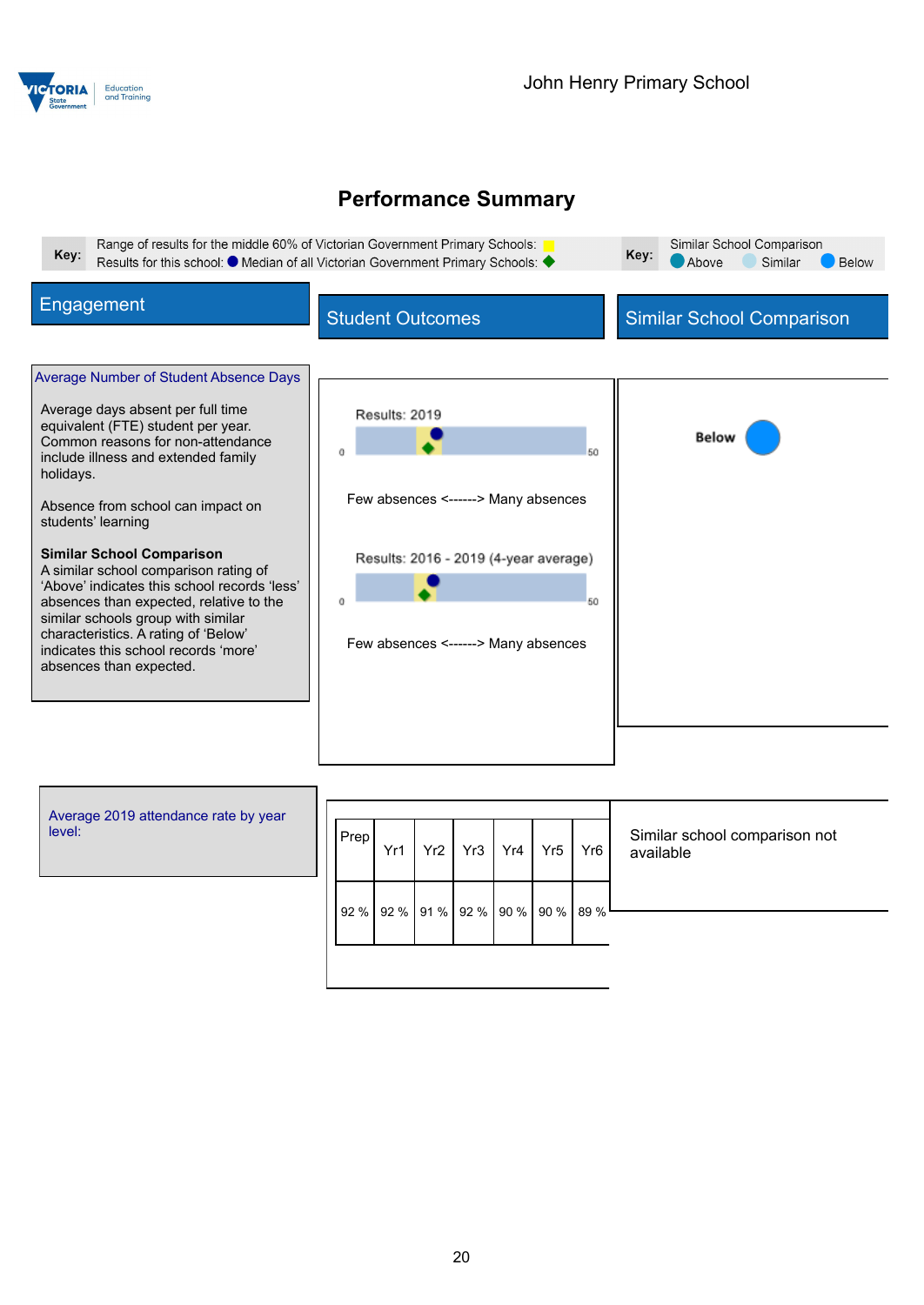John Henry Primary School

# Performance Summary

**Key:** Range of results for the middle 60% of Victorian Government Primary Schools: (yellow)
Results for this school: (blue dot) Median of all Victorian Government Primary Schools: (green diamond)

**Key:** Similar School Comparison — Above, Similar, Below

## Engagement

### Average Number of Student Absence Days

Average days absent per full time equivalent (FTE) student per year. Common reasons for non-attendance include illness and extended family holidays.

Absence from school can impact on students' learning

**Similar School Comparison**
A similar school comparison rating of 'Above' indicates this school records 'less' absences than expected, relative to the similar schools group with similar characteristics. A rating of 'Below' indicates this school records 'more' absences than expected.

## Student Outcomes

Results: 2019

0 — 50

Few absences <------> Many absences

Results: 2016 - 2019 (4-year average)

0 — 50

Few absences <------> Many absences

## Similar School Comparison

**Below**

### Average 2019 attendance rate by year level:

| Prep | Yr1 | Yr2 | Yr3 | Yr4 | Yr5 | Yr6 |
|---|---|---|---|---|---|---|
| 92 % | 92 % | 91 % | 92 % | 90 % | 90 % | 89 % |

Similar school comparison not available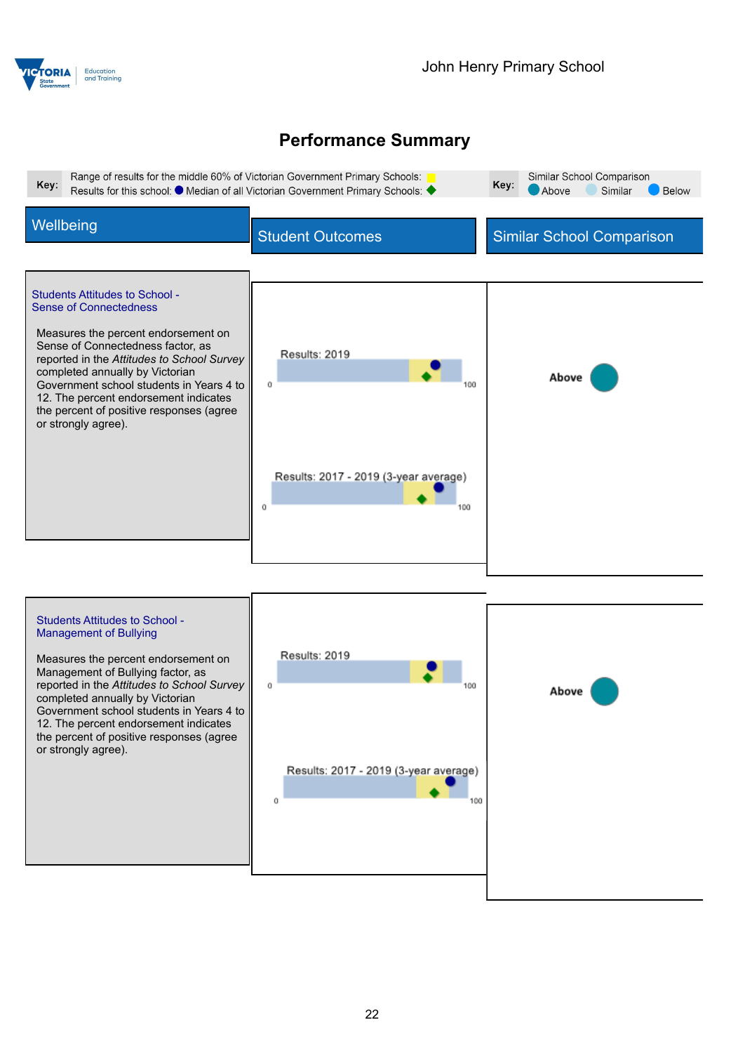## Performance Summary

Key: Range of results for the middle 60% of Victorian Government Primary Schools: (yellow) Results for this school: ● Median of all Victorian Government Primary Schools: ◆

Key: Similar School Comparison ● Above ● Similar ● Below

| Wellbeing | Student Outcomes | Similar School Comparison |
| --- | --- | --- |
| **Students Attitudes to School - Sense of Connectedness**<br><br>Measures the percent endorsement on Sense of Connectedness factor, as reported in the *Attitudes to School Survey* completed annually by Victorian Government school students in Years 4 to 12. The percent endorsement indicates the percent of positive responses (agree or strongly agree). | Results: 2019 (0–100)<br><br>Results: 2017 - 2019 (3-year average) (0–100) | Above |
| **Students Attitudes to School - Management of Bullying**<br><br>Measures the percent endorsement on Management of Bullying factor, as reported in the *Attitudes to School Survey* completed annually by Victorian Government school students in Years 4 to 12. The percent endorsement indicates the percent of positive responses (agree or strongly agree). | Results: 2019 (0–100)<br><br>Results: 2017 - 2019 (3-year average) (0–100) | Above |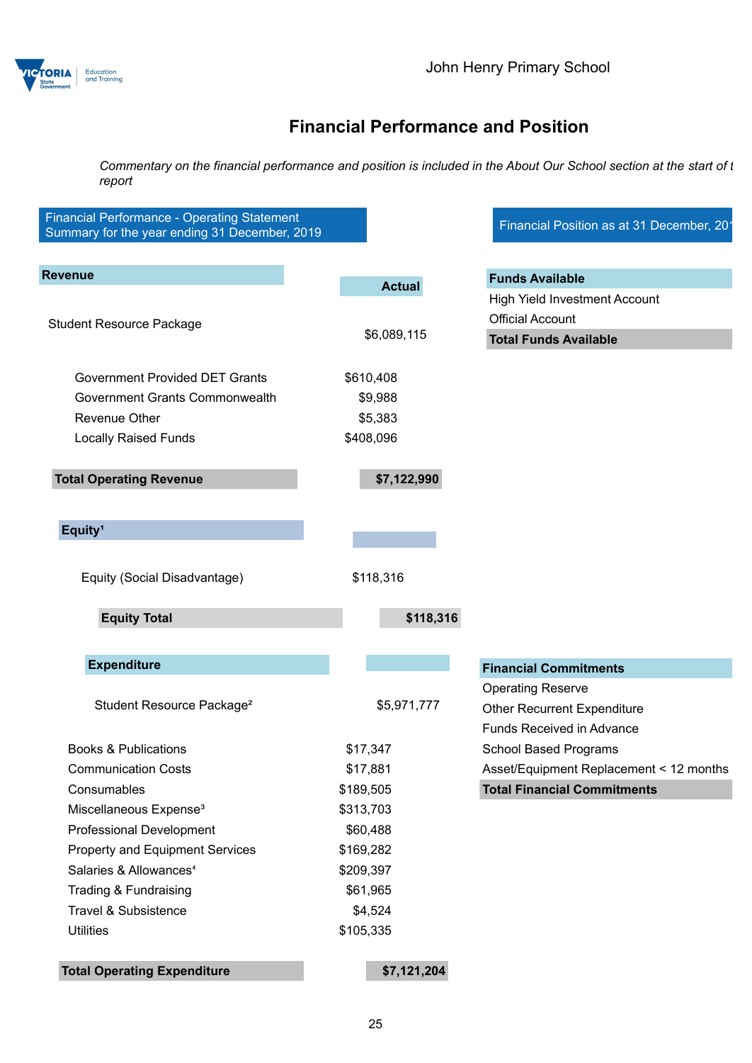# Financial Performance and Position

*Commentary on the financial performance and position is included in the About Our School section at the start of t report*

## Financial Performance - Operating Statement Summary for the year ending 31 December, 2019

| Revenue | Actual |
|---|---|
| Student Resource Package | $6,089,115 |
| Government Provided DET Grants | $610,408 |
| Government Grants Commonwealth | $9,988 |
| Revenue Other | $5,383 |
| Locally Raised Funds | $408,096 |
| **Total Operating Revenue** | **$7,122,990** |

| Equity[1] | |
|---|---|
| Equity (Social Disadvantage) | $118,316 |
| **Equity Total** | **$118,316** |

| Expenditure | |
|---|---|
| Student Resource Package[2] | $5,971,777 |
| Books & Publications | $17,347 |
| Communication Costs | $17,881 |
| Consumables | $189,505 |
| Miscellaneous Expense[3] | $313,703 |
| Professional Development | $60,488 |
| Property and Equipment Services | $169,282 |
| Salaries & Allowances[4] | $209,397 |
| Trading & Fundraising | $61,965 |
| Travel & Subsistence | $4,524 |
| Utilities | $105,335 |
| **Total Operating Expenditure** | **$7,121,204** |

## Financial Position as at 31 December, 201

| Funds Available | |
|---|---|
| High Yield Investment Account | |
| Official Account | |
| **Total Funds Available** | |

| Financial Commitments | |
|---|---|
| Operating Reserve | |
| Other Recurrent Expenditure | |
| Funds Received in Advance | |
| School Based Programs | |
| Asset/Equipment Replacement < 12 months | |
| **Total Financial Commitments** | |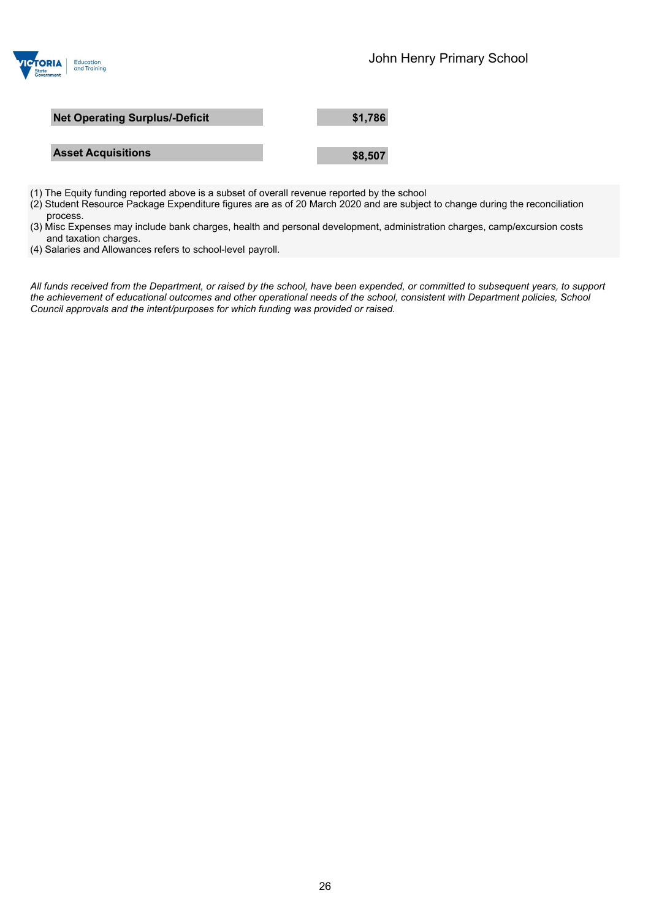| Net Operating Surplus/-Deficit | $1,786 |
| --- | --- |
| Asset Acquisitions | $8,507 |

(1) The Equity funding reported above is a subset of overall revenue reported by the school
(2) Student Resource Package Expenditure figures are as of 20 March 2020 and are subject to change during the reconciliation process.
(3) Misc Expenses may include bank charges, health and personal development, administration charges, camp/excursion costs and taxation charges.
(4) Salaries and Allowances refers to school-level payroll.

*All funds received from the Department, or raised by the school, have been expended, or committed to subsequent years, to support the achievement of educational outcomes and other operational needs of the school, consistent with Department policies, School Council approvals and the intent/purposes for which funding was provided or raised.*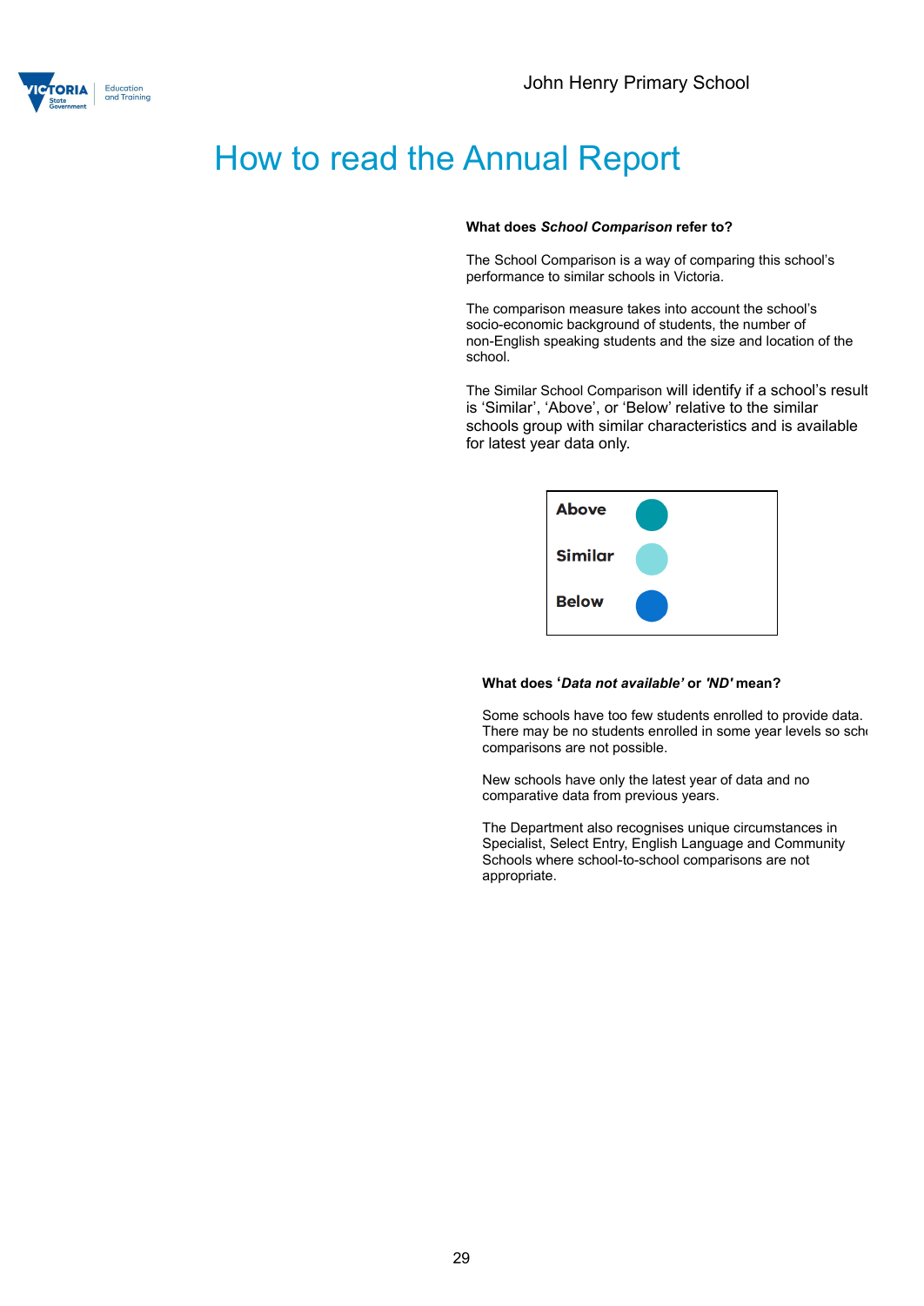# How to read the Annual Report

**What does *School Comparison* refer to?**

The School Comparison is a way of comparing this school's performance to similar schools in Victoria.

The comparison measure takes into account the school's socio-economic background of students, the number of non-English speaking students and the size and location of the school.

The Similar School Comparison will identify if a school's result is 'Similar', 'Above', or 'Below' relative to the similar schools group with similar characteristics and is available for latest year data only.

| | |
|---|---|
| **Above** | ● |
| **Similar** | ● |
| **Below** | ● |

**What does '*Data not available*' or *'ND'* mean?**

Some schools have too few students enrolled to provide data. There may be no students enrolled in some year levels so schi comparisons are not possible.

New schools have only the latest year of data and no comparative data from previous years.

The Department also recognises unique circumstances in Specialist, Select Entry, English Language and Community Schools where school-to-school comparisons are not appropriate.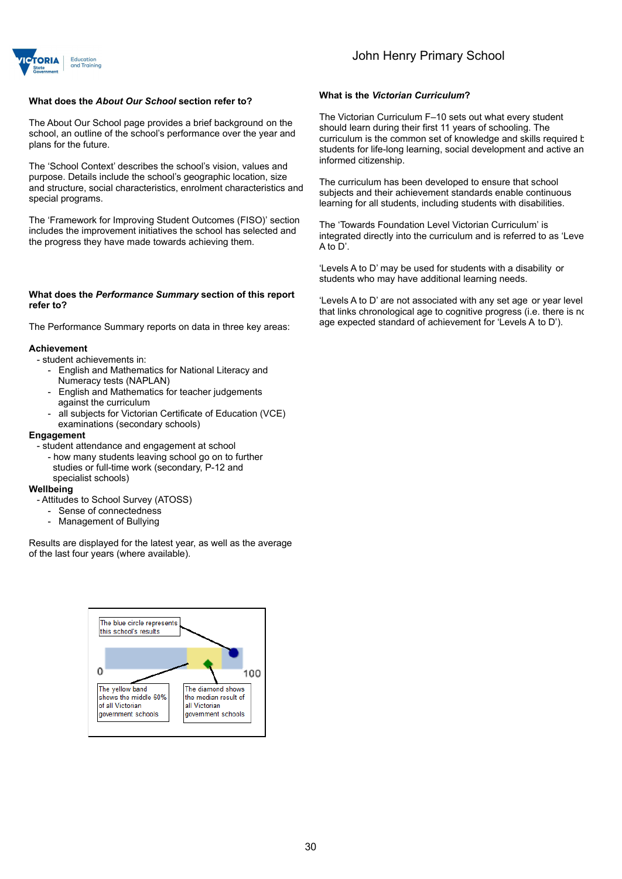### What does the *About Our School* section refer to?

The About Our School page provides a brief background on the school, an outline of the school's performance over the year and plans for the future.

The 'School Context' describes the school's vision, values and purpose. Details include the school's geographic location, size and structure, social characteristics, enrolment characteristics and special programs.

The 'Framework for Improving Student Outcomes (FISO)' section includes the improvement initiatives the school has selected and the progress they have made towards achieving them.

### What does the *Performance Summary* section of this report refer to?

The Performance Summary reports on data in three key areas:

**Achievement**

- student achievements in:
  - English and Mathematics for National Literacy and Numeracy tests (NAPLAN)
  - English and Mathematics for teacher judgements against the curriculum
  - all subjects for Victorian Certificate of Education (VCE) examinations (secondary schools)

**Engagement**

- student attendance and engagement at school
  - how many students leaving school go on to further studies or full-time work (secondary, P-12 and specialist schools)

**Wellbeing**

- Attitudes to School Survey (ATOSS)
  - Sense of connectedness
  - Management of Bullying

Results are displayed for the latest year, as well as the average of the last four years (where available).

The blue circle represents this school's results

0 — 100

The yellow band shows the middle 60% of all Victorian government schools

The diamond shows the median result of all Victorian government schools

### What is the *Victorian Curriculum*?

The Victorian Curriculum F–10 sets out what every student should learn during their first 11 years of schooling. The curriculum is the common set of knowledge and skills required by students for life-long learning, social development and active and informed citizenship.

The curriculum has been developed to ensure that school subjects and their achievement standards enable continuous learning for all students, including students with disabilities.

The 'Towards Foundation Level Victorian Curriculum' is integrated directly into the curriculum and is referred to as 'Levels A to D'.

'Levels A to D' may be used for students with a disability or students who may have additional learning needs.

'Levels A to D' are not associated with any set age or year level that links chronological age to cognitive progress (i.e. there is no age expected standard of achievement for 'Levels A to D').